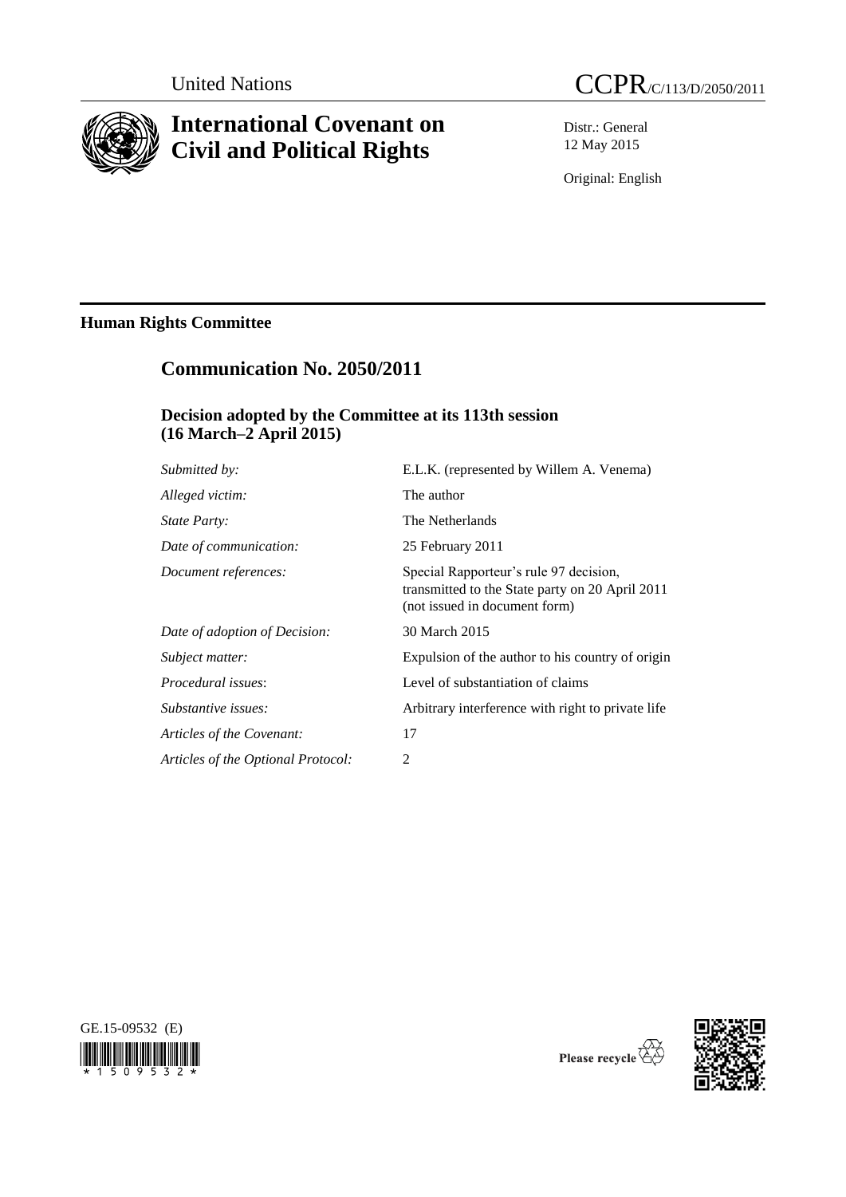United Nations

CCPR/C/113/D/2050/2011

# International Covenant on Civil and Political Rights

Distr.: General
12 May 2015

Original: English

**Human Rights Committee**

## Communication No. 2050/2011

### Decision adopted by the Committee at its 113th session (16 March–2 April 2015)

| | |
|---|---|
| *Submitted by:* | E.L.K. (represented by Willem A. Venema) |
| *Alleged victim:* | The author |
| *State Party:* | The Netherlands |
| *Date of communication:* | 25 February 2011 |
| *Document references:* | Special Rapporteur's rule 97 decision, transmitted to the State party on 20 April 2011 (not issued in document form) |
| *Date of adoption of Decision:* | 30 March 2015 |
| *Subject matter:* | Expulsion of the author to his country of origin |
| *Procedural issues*: | Level of substantiation of claims |
| *Substantive issues:* | Arbitrary interference with right to private life |
| *Articles of the Covenant:* | 17 |
| *Articles of the Optional Protocol:* | 2 |

GE.15-09532 (E)

Please recycle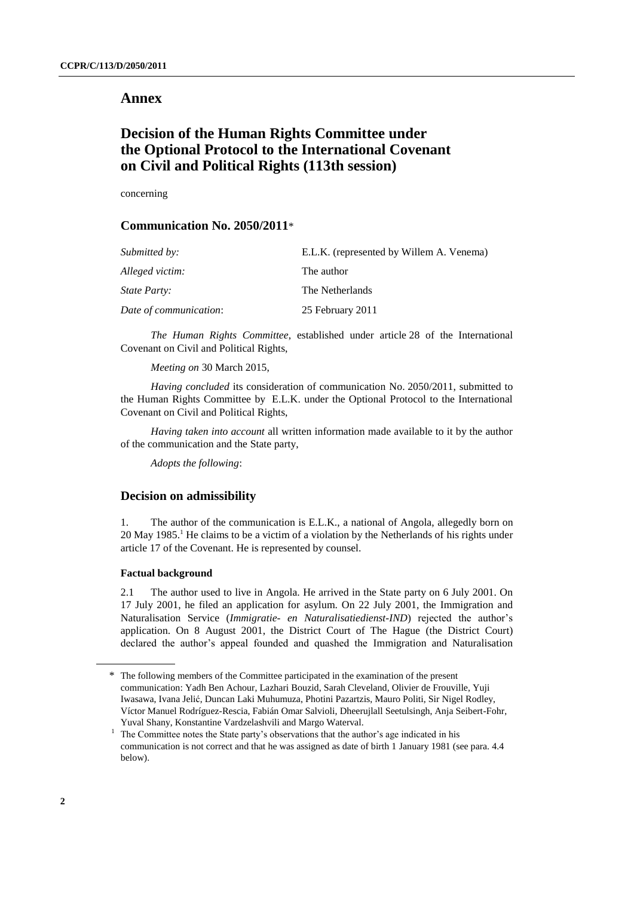# Annex

## Decision of the Human Rights Committee under the Optional Protocol to the International Covenant on Civil and Political Rights (113th session)

concerning

### Communication No. 2050/2011*

| | |
|---|---|
| *Submitted by:* | E.L.K. (represented by Willem A. Venema) |
| *Alleged victim:* | The author |
| *State Party:* | The Netherlands |
| *Date of communication*: | 25 February 2011 |

*The Human Rights Committee*, established under article 28 of the International Covenant on Civil and Political Rights,

*Meeting on* 30 March 2015,

*Having concluded* its consideration of communication No. 2050/2011, submitted to the Human Rights Committee by E.L.K. under the Optional Protocol to the International Covenant on Civil and Political Rights,

*Having taken into account* all written information made available to it by the author of the communication and the State party,

*Adopts the following*:

### Decision on admissibility

1. The author of the communication is E.L.K., a national of Angola, allegedly born on 20 May 1985.[1] He claims to be a victim of a violation by the Netherlands of his rights under article 17 of the Covenant. He is represented by counsel.

#### Factual background

2.1 The author used to live in Angola. He arrived in the State party on 6 July 2001. On 17 July 2001, he filed an application for asylum. On 22 July 2001, the Immigration and Naturalisation Service (*Immigratie- en Naturalisatiedienst-IND*) rejected the author's application. On 8 August 2001, the District Court of The Hague (the District Court) declared the author's appeal founded and quashed the Immigration and Naturalisation

---

\* The following members of the Committee participated in the examination of the present communication: Yadh Ben Achour, Lazhari Bouzid, Sarah Cleveland, Olivier de Frouville, Yuji Iwasawa, Ivana Jelić, Duncan Laki Muhumuza, Photini Pazartzis, Mauro Politi, Sir Nigel Rodley, Víctor Manuel Rodríguez-Rescia, Fabián Omar Salvioli, Dheerujlall Seetulsingh, Anja Seibert-Fohr, Yuval Shany, Konstantine Vardzelashvili and Margo Waterval.

[1] The Committee notes the State party's observations that the author's age indicated in his communication is not correct and that he was assigned as date of birth 1 January 1981 (see para. 4.4 below).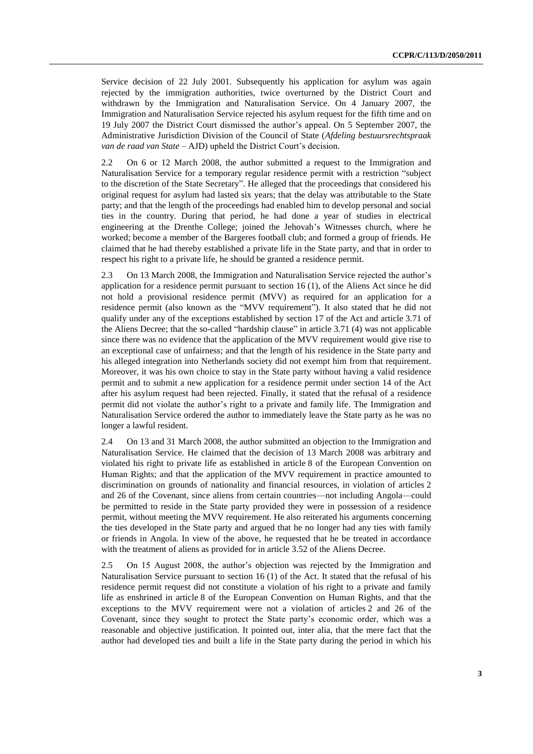Service decision of 22 July 2001. Subsequently his application for asylum was again rejected by the immigration authorities, twice overturned by the District Court and withdrawn by the Immigration and Naturalisation Service. On 4 January 2007, the Immigration and Naturalisation Service rejected his asylum request for the fifth time and on 19 July 2007 the District Court dismissed the author's appeal. On 5 September 2007, the Administrative Jurisdiction Division of the Council of State (*Afdeling bestuursrechtspraak van de raad van State* – AJD) upheld the District Court's decision.

2.2 On 6 or 12 March 2008, the author submitted a request to the Immigration and Naturalisation Service for a temporary regular residence permit with a restriction "subject to the discretion of the State Secretary". He alleged that the proceedings that considered his original request for asylum had lasted six years; that the delay was attributable to the State party; and that the length of the proceedings had enabled him to develop personal and social ties in the country. During that period, he had done a year of studies in electrical engineering at the Drenthe College; joined the Jehovah's Witnesses church, where he worked; become a member of the Bargeres football club; and formed a group of friends. He claimed that he had thereby established a private life in the State party, and that in order to respect his right to a private life, he should be granted a residence permit.

2.3 On 13 March 2008, the Immigration and Naturalisation Service rejected the author's application for a residence permit pursuant to section 16 (1), of the Aliens Act since he did not hold a provisional residence permit (MVV) as required for an application for a residence permit (also known as the "MVV requirement"). It also stated that he did not qualify under any of the exceptions established by section 17 of the Act and article 3.71 of the Aliens Decree; that the so-called "hardship clause" in article 3.71 (4) was not applicable since there was no evidence that the application of the MVV requirement would give rise to an exceptional case of unfairness; and that the length of his residence in the State party and his alleged integration into Netherlands society did not exempt him from that requirement. Moreover, it was his own choice to stay in the State party without having a valid residence permit and to submit a new application for a residence permit under section 14 of the Act after his asylum request had been rejected. Finally, it stated that the refusal of a residence permit did not violate the author's right to a private and family life. The Immigration and Naturalisation Service ordered the author to immediately leave the State party as he was no longer a lawful resident.

2.4 On 13 and 31 March 2008, the author submitted an objection to the Immigration and Naturalisation Service. He claimed that the decision of 13 March 2008 was arbitrary and violated his right to private life as established in article 8 of the European Convention on Human Rights; and that the application of the MVV requirement in practice amounted to discrimination on grounds of nationality and financial resources, in violation of articles 2 and 26 of the Covenant, since aliens from certain countries—not including Angola—could be permitted to reside in the State party provided they were in possession of a residence permit, without meeting the MVV requirement. He also reiterated his arguments concerning the ties developed in the State party and argued that he no longer had any ties with family or friends in Angola. In view of the above, he requested that he be treated in accordance with the treatment of aliens as provided for in article 3.52 of the Aliens Decree.

2.5 On 15 August 2008, the author's objection was rejected by the Immigration and Naturalisation Service pursuant to section 16 (1) of the Act. It stated that the refusal of his residence permit request did not constitute a violation of his right to a private and family life as enshrined in article 8 of the European Convention on Human Rights, and that the exceptions to the MVV requirement were not a violation of articles 2 and 26 of the Covenant, since they sought to protect the State party's economic order, which was a reasonable and objective justification. It pointed out, inter alia, that the mere fact that the author had developed ties and built a life in the State party during the period in which his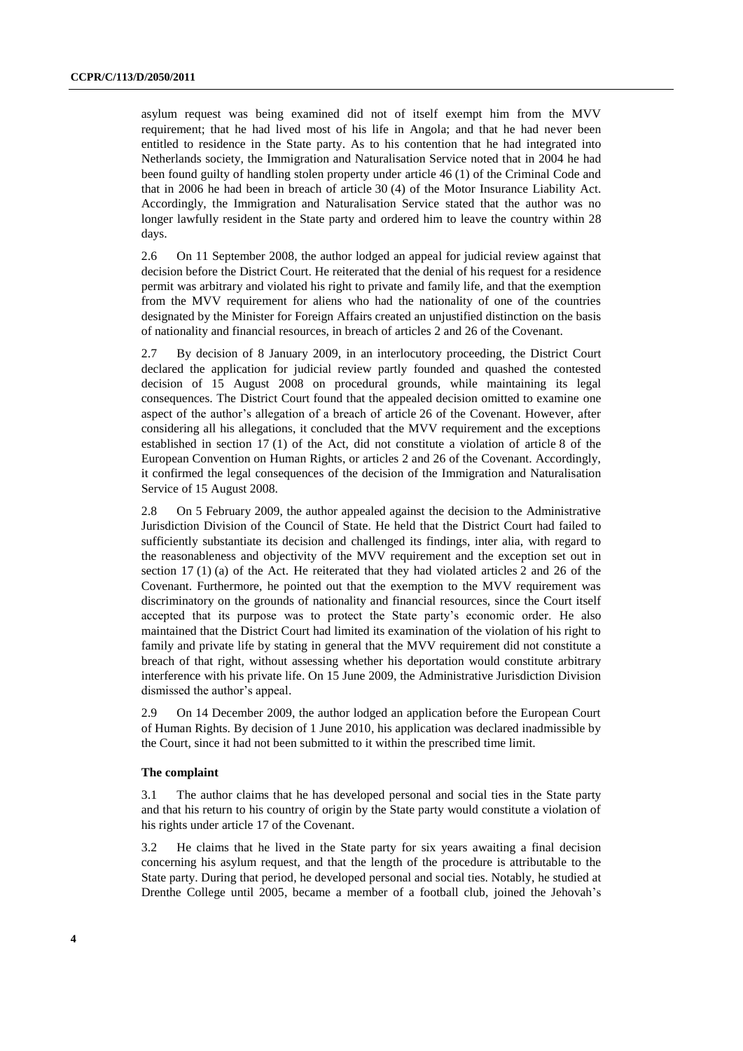asylum request was being examined did not of itself exempt him from the MVV requirement; that he had lived most of his life in Angola; and that he had never been entitled to residence in the State party. As to his contention that he had integrated into Netherlands society, the Immigration and Naturalisation Service noted that in 2004 he had been found guilty of handling stolen property under article 46 (1) of the Criminal Code and that in 2006 he had been in breach of article 30 (4) of the Motor Insurance Liability Act. Accordingly, the Immigration and Naturalisation Service stated that the author was no longer lawfully resident in the State party and ordered him to leave the country within 28 days.

2.6 On 11 September 2008, the author lodged an appeal for judicial review against that decision before the District Court. He reiterated that the denial of his request for a residence permit was arbitrary and violated his right to private and family life, and that the exemption from the MVV requirement for aliens who had the nationality of one of the countries designated by the Minister for Foreign Affairs created an unjustified distinction on the basis of nationality and financial resources, in breach of articles 2 and 26 of the Covenant.

2.7 By decision of 8 January 2009, in an interlocutory proceeding, the District Court declared the application for judicial review partly founded and quashed the contested decision of 15 August 2008 on procedural grounds, while maintaining its legal consequences. The District Court found that the appealed decision omitted to examine one aspect of the author's allegation of a breach of article 26 of the Covenant. However, after considering all his allegations, it concluded that the MVV requirement and the exceptions established in section 17 (1) of the Act, did not constitute a violation of article 8 of the European Convention on Human Rights, or articles 2 and 26 of the Covenant. Accordingly, it confirmed the legal consequences of the decision of the Immigration and Naturalisation Service of 15 August 2008.

2.8 On 5 February 2009, the author appealed against the decision to the Administrative Jurisdiction Division of the Council of State. He held that the District Court had failed to sufficiently substantiate its decision and challenged its findings, inter alia, with regard to the reasonableness and objectivity of the MVV requirement and the exception set out in section 17 (1) (a) of the Act. He reiterated that they had violated articles 2 and 26 of the Covenant. Furthermore, he pointed out that the exemption to the MVV requirement was discriminatory on the grounds of nationality and financial resources, since the Court itself accepted that its purpose was to protect the State party's economic order. He also maintained that the District Court had limited its examination of the violation of his right to family and private life by stating in general that the MVV requirement did not constitute a breach of that right, without assessing whether his deportation would constitute arbitrary interference with his private life. On 15 June 2009, the Administrative Jurisdiction Division dismissed the author's appeal.

2.9 On 14 December 2009, the author lodged an application before the European Court of Human Rights. By decision of 1 June 2010, his application was declared inadmissible by the Court, since it had not been submitted to it within the prescribed time limit.

### The complaint

3.1 The author claims that he has developed personal and social ties in the State party and that his return to his country of origin by the State party would constitute a violation of his rights under article 17 of the Covenant.

3.2 He claims that he lived in the State party for six years awaiting a final decision concerning his asylum request, and that the length of the procedure is attributable to the State party. During that period, he developed personal and social ties. Notably, he studied at Drenthe College until 2005, became a member of a football club, joined the Jehovah's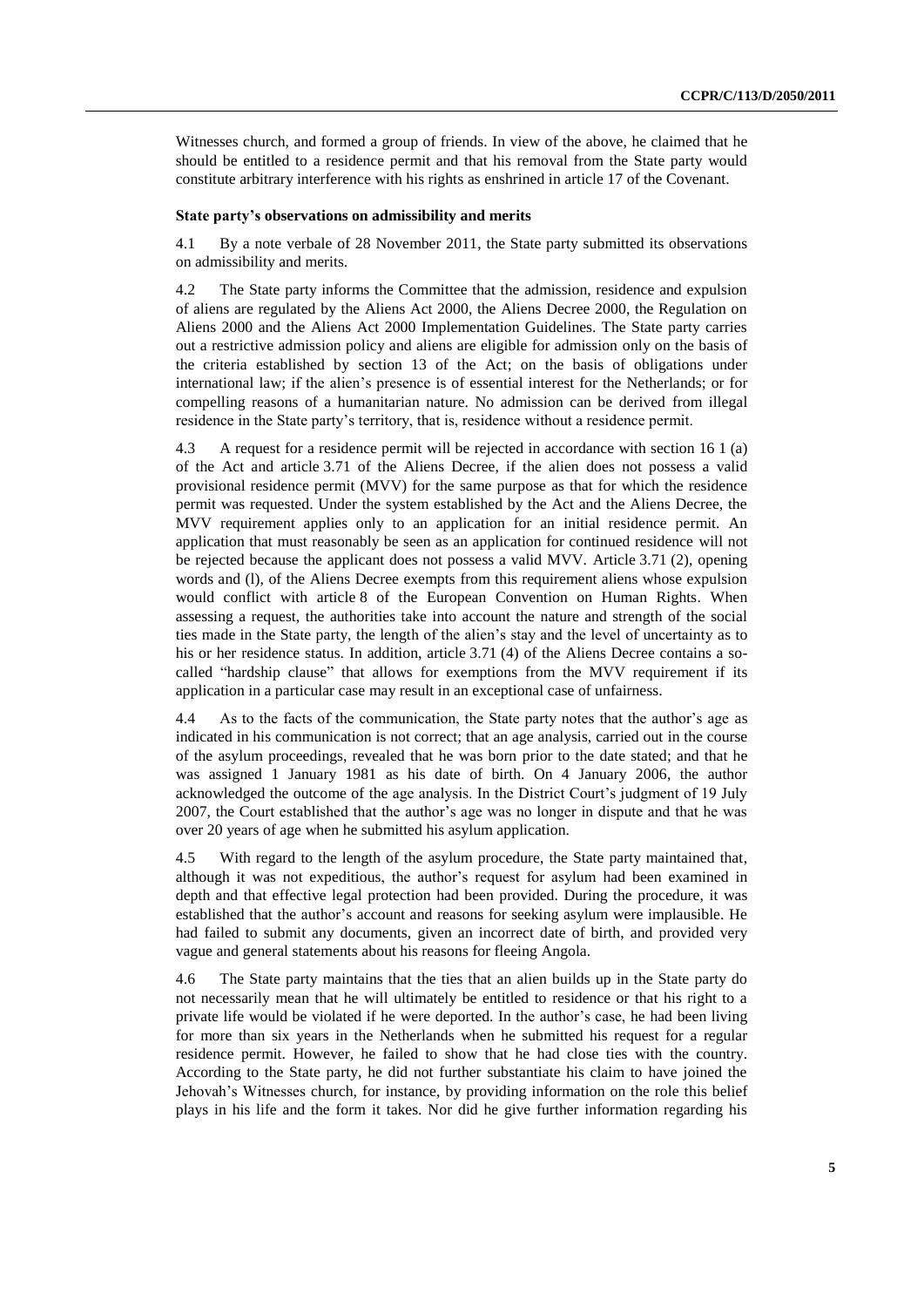Witnesses church, and formed a group of friends. In view of the above, he claimed that he should be entitled to a residence permit and that his removal from the State party would constitute arbitrary interference with his rights as enshrined in article 17 of the Covenant.

### State party's observations on admissibility and merits

4.1 By a note verbale of 28 November 2011, the State party submitted its observations on admissibility and merits.

4.2 The State party informs the Committee that the admission, residence and expulsion of aliens are regulated by the Aliens Act 2000, the Aliens Decree 2000, the Regulation on Aliens 2000 and the Aliens Act 2000 Implementation Guidelines. The State party carries out a restrictive admission policy and aliens are eligible for admission only on the basis of the criteria established by section 13 of the Act; on the basis of obligations under international law; if the alien's presence is of essential interest for the Netherlands; or for compelling reasons of a humanitarian nature. No admission can be derived from illegal residence in the State party's territory, that is, residence without a residence permit.

4.3 A request for a residence permit will be rejected in accordance with section 16 1 (a) of the Act and article 3.71 of the Aliens Decree, if the alien does not possess a valid provisional residence permit (MVV) for the same purpose as that for which the residence permit was requested. Under the system established by the Act and the Aliens Decree, the MVV requirement applies only to an application for an initial residence permit. An application that must reasonably be seen as an application for continued residence will not be rejected because the applicant does not possess a valid MVV. Article 3.71 (2), opening words and (l), of the Aliens Decree exempts from this requirement aliens whose expulsion would conflict with article 8 of the European Convention on Human Rights. When assessing a request, the authorities take into account the nature and strength of the social ties made in the State party, the length of the alien's stay and the level of uncertainty as to his or her residence status. In addition, article 3.71 (4) of the Aliens Decree contains a so-called "hardship clause" that allows for exemptions from the MVV requirement if its application in a particular case may result in an exceptional case of unfairness.

4.4 As to the facts of the communication, the State party notes that the author's age as indicated in his communication is not correct; that an age analysis, carried out in the course of the asylum proceedings, revealed that he was born prior to the date stated; and that he was assigned 1 January 1981 as his date of birth. On 4 January 2006, the author acknowledged the outcome of the age analysis. In the District Court's judgment of 19 July 2007, the Court established that the author's age was no longer in dispute and that he was over 20 years of age when he submitted his asylum application.

4.5 With regard to the length of the asylum procedure, the State party maintained that, although it was not expeditious, the author's request for asylum had been examined in depth and that effective legal protection had been provided. During the procedure, it was established that the author's account and reasons for seeking asylum were implausible. He had failed to submit any documents, given an incorrect date of birth, and provided very vague and general statements about his reasons for fleeing Angola.

4.6 The State party maintains that the ties that an alien builds up in the State party do not necessarily mean that he will ultimately be entitled to residence or that his right to a private life would be violated if he were deported. In the author's case, he had been living for more than six years in the Netherlands when he submitted his request for a regular residence permit. However, he failed to show that he had close ties with the country. According to the State party, he did not further substantiate his claim to have joined the Jehovah's Witnesses church, for instance, by providing information on the role this belief plays in his life and the form it takes. Nor did he give further information regarding his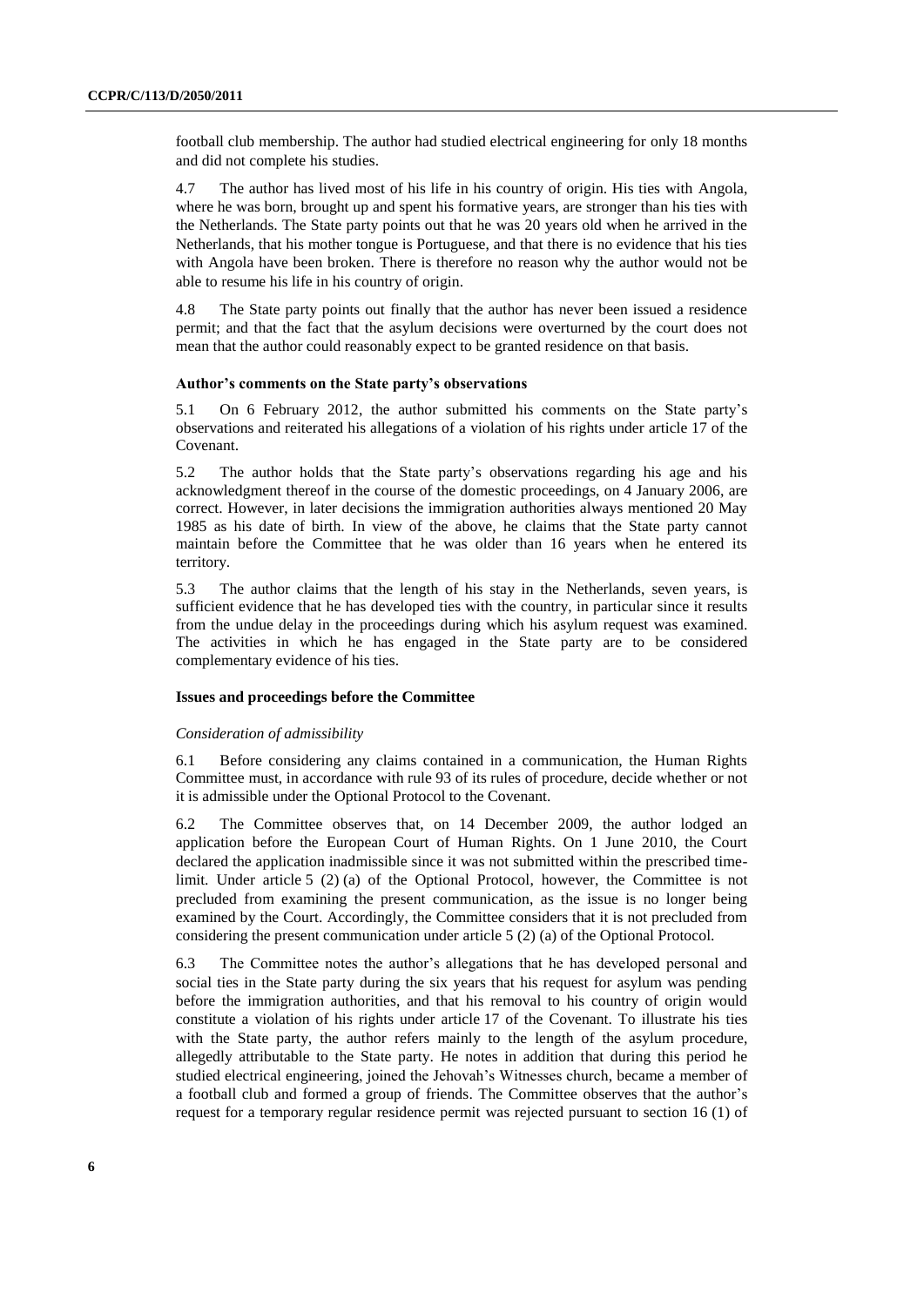football club membership. The author had studied electrical engineering for only 18 months and did not complete his studies.

4.7 The author has lived most of his life in his country of origin. His ties with Angola, where he was born, brought up and spent his formative years, are stronger than his ties with the Netherlands. The State party points out that he was 20 years old when he arrived in the Netherlands, that his mother tongue is Portuguese, and that there is no evidence that his ties with Angola have been broken. There is therefore no reason why the author would not be able to resume his life in his country of origin.

4.8 The State party points out finally that the author has never been issued a residence permit; and that the fact that the asylum decisions were overturned by the court does not mean that the author could reasonably expect to be granted residence on that basis.

### Author's comments on the State party's observations

5.1 On 6 February 2012, the author submitted his comments on the State party's observations and reiterated his allegations of a violation of his rights under article 17 of the Covenant.

5.2 The author holds that the State party's observations regarding his age and his acknowledgment thereof in the course of the domestic proceedings, on 4 January 2006, are correct. However, in later decisions the immigration authorities always mentioned 20 May 1985 as his date of birth. In view of the above, he claims that the State party cannot maintain before the Committee that he was older than 16 years when he entered its territory.

5.3 The author claims that the length of his stay in the Netherlands, seven years, is sufficient evidence that he has developed ties with the country, in particular since it results from the undue delay in the proceedings during which his asylum request was examined. The activities in which he has engaged in the State party are to be considered complementary evidence of his ties.

### Issues and proceedings before the Committee

*Consideration of admissibility*

6.1 Before considering any claims contained in a communication, the Human Rights Committee must, in accordance with rule 93 of its rules of procedure, decide whether or not it is admissible under the Optional Protocol to the Covenant.

6.2 The Committee observes that, on 14 December 2009, the author lodged an application before the European Court of Human Rights. On 1 June 2010, the Court declared the application inadmissible since it was not submitted within the prescribed time-limit. Under article 5 (2) (a) of the Optional Protocol, however, the Committee is not precluded from examining the present communication, as the issue is no longer being examined by the Court. Accordingly, the Committee considers that it is not precluded from considering the present communication under article 5 (2) (a) of the Optional Protocol.

6.3 The Committee notes the author's allegations that he has developed personal and social ties in the State party during the six years that his request for asylum was pending before the immigration authorities, and that his removal to his country of origin would constitute a violation of his rights under article 17 of the Covenant. To illustrate his ties with the State party, the author refers mainly to the length of the asylum procedure, allegedly attributable to the State party. He notes in addition that during this period he studied electrical engineering, joined the Jehovah's Witnesses church, became a member of a football club and formed a group of friends. The Committee observes that the author's request for a temporary regular residence permit was rejected pursuant to section 16 (1) of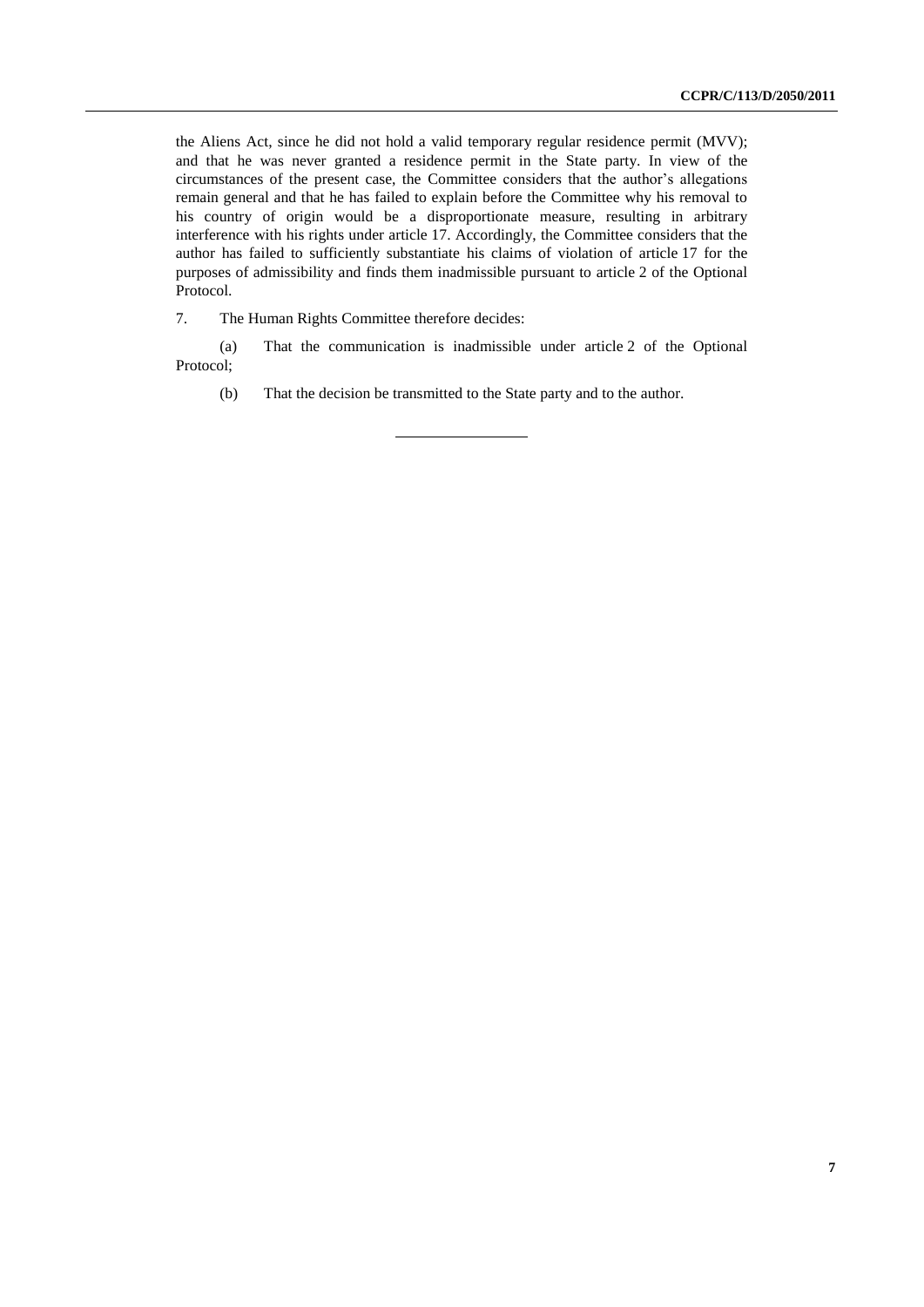the Aliens Act, since he did not hold a valid temporary regular residence permit (MVV); and that he was never granted a residence permit in the State party. In view of the circumstances of the present case, the Committee considers that the author's allegations remain general and that he has failed to explain before the Committee why his removal to his country of origin would be a disproportionate measure, resulting in arbitrary interference with his rights under article 17. Accordingly, the Committee considers that the author has failed to sufficiently substantiate his claims of violation of article 17 for the purposes of admissibility and finds them inadmissible pursuant to article 2 of the Optional Protocol.

7. The Human Rights Committee therefore decides:

(a) That the communication is inadmissible under article 2 of the Optional Protocol;

(b) That the decision be transmitted to the State party and to the author.